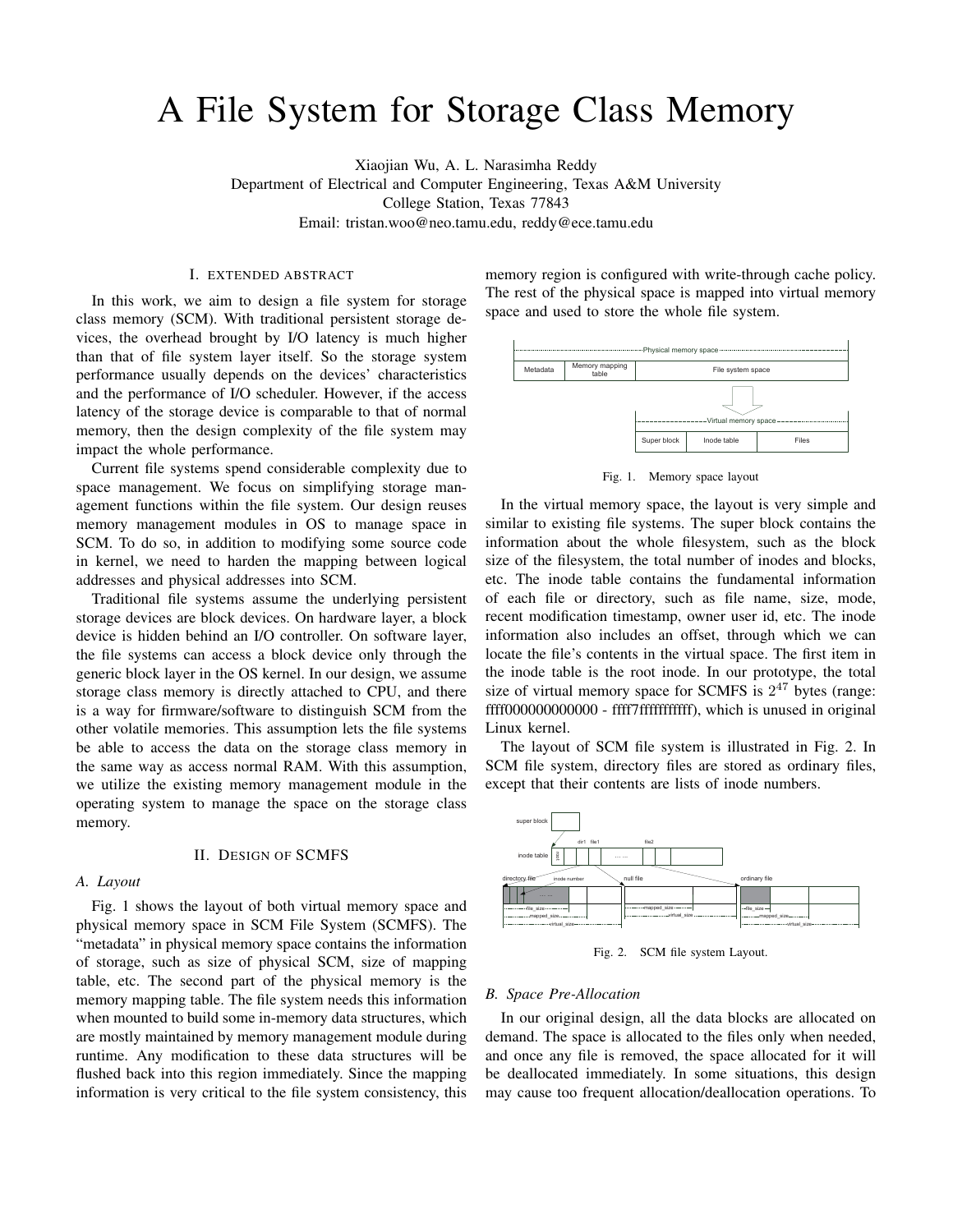# A File System for Storage Class Memory

Xiaojian Wu, A. L. Narasimha Reddy
Department of Electrical and Computer Engineering, Texas A&M University
College Station, Texas 77843
Email: tristan.woo@neo.tamu.edu, reddy@ece.tamu.edu

## I. Extended Abstract

In this work, we aim to design a file system for storage class memory (SCM). With traditional persistent storage devices, the overhead brought by I/O latency is much higher than that of file system layer itself. So the storage system performance usually depends on the devices' characteristics and the performance of I/O scheduler. However, if the access latency of the storage device is comparable to that of normal memory, then the design complexity of the file system may impact the whole performance.

Current file systems spend considerable complexity due to space management. We focus on simplifying storage management functions within the file system. Our design reuses memory management modules in OS to manage space in SCM. To do so, in addition to modifying some source code in kernel, we need to harden the mapping between logical addresses and physical addresses into SCM.

Traditional file systems assume the underlying persistent storage devices are block devices. On hardware layer, a block device is hidden behind an I/O controller. On software layer, the file systems can access a block device only through the generic block layer in the OS kernel. In our design, we assume storage class memory is directly attached to CPU, and there is a way for firmware/software to distinguish SCM from the other volatile memories. This assumption lets the file systems be able to access the data on the storage class memory in the same way as access normal RAM. With this assumption, we utilize the existing memory management module in the operating system to manage the space on the storage class memory.

## II. Design of SCMFS

### A. Layout

Fig. 1 shows the layout of both virtual memory space and physical memory space in SCM File System (SCMFS). The "metadata" in physical memory space contains the information of storage, such as size of physical SCM, size of mapping table, etc. The second part of the physical memory is the memory mapping table. The file system needs this information when mounted to build some in-memory data structures, which are mostly maintained by memory management module during runtime. Any modification to these data structures will be flushed back into this region immediately. Since the mapping information is very critical to the file system consistency, this memory region is configured with write-through cache policy. The rest of the physical space is mapped into virtual memory space and used to store the whole file system.

Fig. 1. Memory space layout

In the virtual memory space, the layout is very simple and similar to existing file systems. The super block contains the information about the whole filesystem, such as the block size of the filesystem, the total number of inodes and blocks, etc. The inode table contains the fundamental information of each file or directory, such as file name, size, mode, recent modification timestamp, owner user id, etc. The inode information also includes an offset, through which we can locate the file's contents in the virtual space. The first item in the inode table is the root inode. In our prototype, the total size of virtual memory space for SCMFS is $2^{47}$ bytes (range: ffff000000000000 - ffff7fffffffffff), which is unused in original Linux kernel.

The layout of SCM file system is illustrated in Fig. 2. In SCM file system, directory files are stored as ordinary files, except that their contents are lists of inode numbers.

Fig. 2. SCM file system Layout.

### B. Space Pre-Allocation

In our original design, all the data blocks are allocated on demand. The space is allocated to the files only when needed, and once any file is removed, the space allocated for it will be deallocated immediately. In some situations, this design may cause too frequent allocation/deallocation operations. To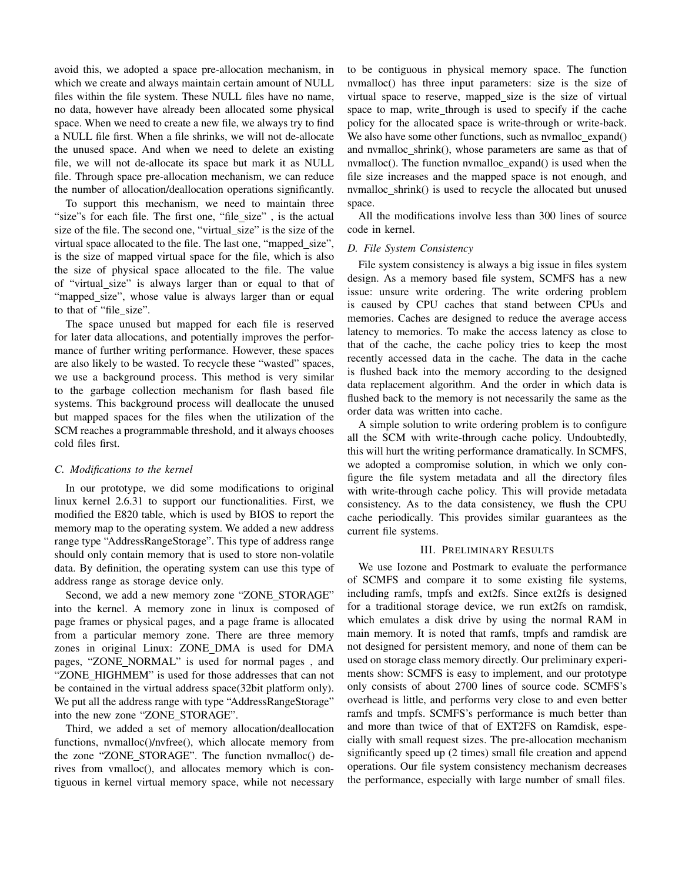avoid this, we adopted a space pre-allocation mechanism, in which we create and always maintain certain amount of NULL files within the file system. These NULL files have no name, no data, however have already been allocated some physical space. When we need to create a new file, we always try to find a NULL file first. When a file shrinks, we will not de-allocate the unused space. And when we need to delete an existing file, we will not de-allocate its space but mark it as NULL file. Through space pre-allocation mechanism, we can reduce the number of allocation/deallocation operations significantly.

To support this mechanism, we need to maintain three "size"s for each file. The first one, "file_size" , is the actual size of the file. The second one, "virtual_size" is the size of the virtual space allocated to the file. The last one, "mapped_size", is the size of mapped virtual space for the file, which is also the size of physical space allocated to the file. The value of "virtual_size" is always larger than or equal to that of "mapped_size", whose value is always larger than or equal to that of "file_size".

The space unused but mapped for each file is reserved for later data allocations, and potentially improves the performance of further writing performance. However, these spaces are also likely to be wasted. To recycle these "wasted" spaces, we use a background process. This method is very similar to the garbage collection mechanism for flash based file systems. This background process will deallocate the unused but mapped spaces for the files when the utilization of the SCM reaches a programmable threshold, and it always chooses cold files first.

### *C. Modifications to the kernel*

In our prototype, we did some modifications to original linux kernel 2.6.31 to support our functionalities. First, we modified the E820 table, which is used by BIOS to report the memory map to the operating system. We added a new address range type "AddressRangeStorage". This type of address range should only contain memory that is used to store non-volatile data. By definition, the operating system can use this type of address range as storage device only.

Second, we add a new memory zone "ZONE_STORAGE" into the kernel. A memory zone in linux is composed of page frames or physical pages, and a page frame is allocated from a particular memory zone. There are three memory zones in original Linux: ZONE_DMA is used for DMA pages, "ZONE_NORMAL" is used for normal pages , and "ZONE_HIGHMEM" is used for those addresses that can not be contained in the virtual address space(32bit platform only). We put all the address range with type "AddressRangeStorage" into the new zone "ZONE_STORAGE".

Third, we added a set of memory allocation/deallocation functions, nvmalloc()/nvfree(), which allocate memory from the zone "ZONE_STORAGE". The function nvmalloc() derives from vmalloc(), and allocates memory which is contiguous in kernel virtual memory space, while not necessary to be contiguous in physical memory space. The function nvmalloc() has three input parameters: size is the size of virtual space to reserve, mapped_size is the size of virtual space to map, write_through is used to specify if the cache policy for the allocated space is write-through or write-back. We also have some other functions, such as nvmalloc_expand() and nvmalloc_shrink(), whose parameters are same as that of nvmalloc(). The function nvmalloc_expand() is used when the file size increases and the mapped space is not enough, and nvmalloc_shrink() is used to recycle the allocated but unused space.

All the modifications involve less than 300 lines of source code in kernel.

### *D. File System Consistency*

File system consistency is always a big issue in files system design. As a memory based file system, SCMFS has a new issue: unsure write ordering. The write ordering problem is caused by CPU caches that stand between CPUs and memories. Caches are designed to reduce the average access latency to memories. To make the access latency as close to that of the cache, the cache policy tries to keep the most recently accessed data in the cache. The data in the cache is flushed back into the memory according to the designed data replacement algorithm. And the order in which data is flushed back to the memory is not necessarily the same as the order data was written into cache.

A simple solution to write ordering problem is to configure all the SCM with write-through cache policy. Undoubtedly, this will hurt the writing performance dramatically. In SCMFS, we adopted a compromise solution, in which we only configure the file system metadata and all the directory files with write-through cache policy. This will provide metadata consistency. As to the data consistency, we flush the CPU cache periodically. This provides similar guarantees as the current file systems.

## III. Preliminary Results

We use Iozone and Postmark to evaluate the performance of SCMFS and compare it to some existing file systems, including ramfs, tmpfs and ext2fs. Since ext2fs is designed for a traditional storage device, we run ext2fs on ramdisk, which emulates a disk drive by using the normal RAM in main memory. It is noted that ramfs, tmpfs and ramdisk are not designed for persistent memory, and none of them can be used on storage class memory directly. Our preliminary experiments show: SCMFS is easy to implement, and our prototype only consists of about 2700 lines of source code. SCMFS's overhead is little, and performs very close to and even better ramfs and tmpfs. SCMFS's performance is much better than and more than twice of that of EXT2FS on Ramdisk, especially with small request sizes. The pre-allocation mechanism significantly speed up (2 times) small file creation and append operations. Our file system consistency mechanism decreases the performance, especially with large number of small files.